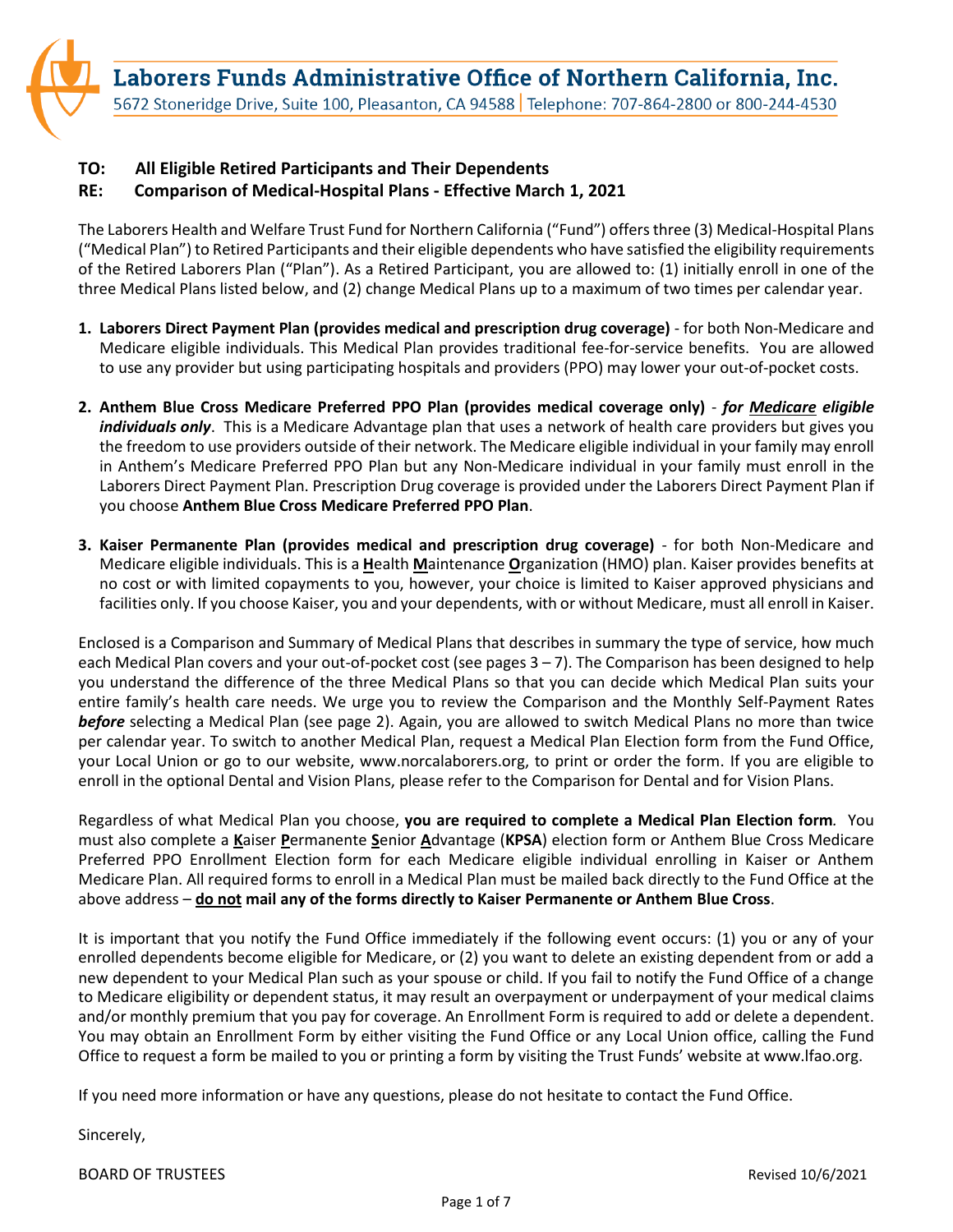# Laborers Funds Administrative Office of Northern California, Inc.

5672 Stoneridge Drive, Suite 100, Pleasanton, CA 94588 | Telephone: 707-864-2800 or 800-244-4530

**TO: All Eligible Retired Participants and Their Dependents**

**RE: Comparison of Medical-Hospital Plans - Effective March 1, 2021**

The Laborers Health and Welfare Trust Fund for Northern California ("Fund") offers three (3) Medical-Hospital Plans ("Medical Plan") to Retired Participants and their eligible dependents who have satisfied the eligibility requirements of the Retired Laborers Plan ("Plan"). As a Retired Participant, you are allowed to: (1) initially enroll in one of the three Medical Plans listed below, and (2) change Medical Plans up to a maximum of two times per calendar year.

1. **Laborers Direct Payment Plan (provides medical and prescription drug coverage)** - for both Non-Medicare and Medicare eligible individuals. This Medical Plan provides traditional fee-for-service benefits. You are allowed to use any provider but using participating hospitals and providers (PPO) may lower your out-of-pocket costs.

2. **Anthem Blue Cross Medicare Preferred PPO Plan (provides medical coverage only)** - ***for Medicare eligible individuals only***. This is a Medicare Advantage plan that uses a network of health care providers but gives you the freedom to use providers outside of their network. The Medicare eligible individual in your family may enroll in Anthem's Medicare Preferred PPO Plan but any Non-Medicare individual in your family must enroll in the Laborers Direct Payment Plan. Prescription Drug coverage is provided under the Laborers Direct Payment Plan if you choose **Anthem Blue Cross Medicare Preferred PPO Plan**.

3. **Kaiser Permanente Plan (provides medical and prescription drug coverage)** - for both Non-Medicare and Medicare eligible individuals. This is a **H**ealth **M**aintenance **O**rganization (HMO) plan. Kaiser provides benefits at no cost or with limited copayments to you, however, your choice is limited to Kaiser approved physicians and facilities only. If you choose Kaiser, you and your dependents, with or without Medicare, must all enroll in Kaiser.

Enclosed is a Comparison and Summary of Medical Plans that describes in summary the type of service, how much each Medical Plan covers and your out-of-pocket cost (see pages 3 – 7). The Comparison has been designed to help you understand the difference of the three Medical Plans so that you can decide which Medical Plan suits your entire family's health care needs. We urge you to review the Comparison and the Monthly Self-Payment Rates ***before*** selecting a Medical Plan (see page 2). Again, you are allowed to switch Medical Plans no more than twice per calendar year. To switch to another Medical Plan, request a Medical Plan Election form from the Fund Office, your Local Union or go to our website, www.norcalaborers.org, to print or order the form. If you are eligible to enroll in the optional Dental and Vision Plans, please refer to the Comparison for Dental and for Vision Plans.

Regardless of what Medical Plan you choose, **you are required to complete a Medical Plan Election form**. You must also complete a **K**aiser **P**ermanente **S**enior **A**dvantage (**KPSA**) election form or Anthem Blue Cross Medicare Preferred PPO Enrollment Election form for each Medicare eligible individual enrolling in Kaiser or Anthem Medicare Plan. All required forms to enroll in a Medical Plan must be mailed back directly to the Fund Office at the above address – **do not mail any of the forms directly to Kaiser Permanente or Anthem Blue Cross**.

It is important that you notify the Fund Office immediately if the following event occurs: (1) you or any of your enrolled dependents become eligible for Medicare, or (2) you want to delete an existing dependent from or add a new dependent to your Medical Plan such as your spouse or child. If you fail to notify the Fund Office of a change to Medicare eligibility or dependent status, it may result an overpayment or underpayment of your medical claims and/or monthly premium that you pay for coverage. An Enrollment Form is required to add or delete a dependent. You may obtain an Enrollment Form by either visiting the Fund Office or any Local Union office, calling the Fund Office to request a form be mailed to you or printing a form by visiting the Trust Funds' website at www.lfao.org.

If you need more information or have any questions, please do not hesitate to contact the Fund Office.

Sincerely,

BOARD OF TRUSTEES

Revised 10/6/2021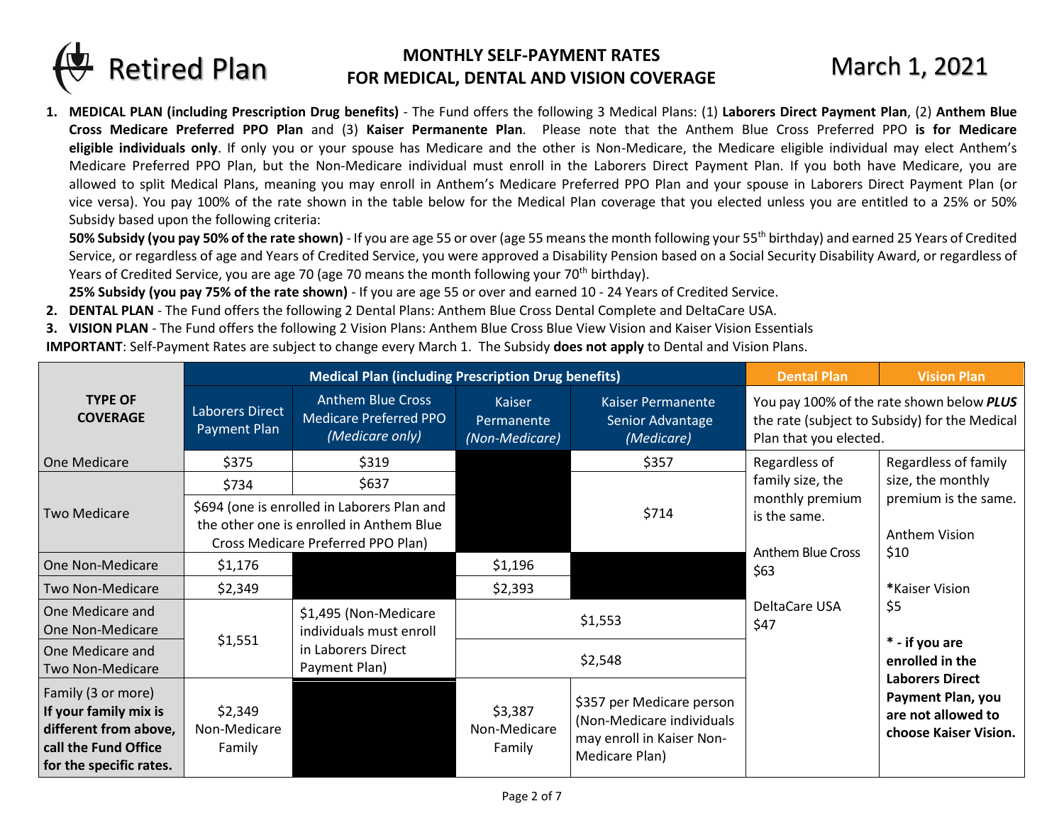# Retired Plan

## MONTHLY SELF-PAYMENT RATES FOR MEDICAL, DENTAL AND VISION COVERAGE

## March 1, 2021

1. **MEDICAL PLAN (including Prescription Drug benefits)** - The Fund offers the following 3 Medical Plans: (1) **Laborers Direct Payment Plan**, (2) **Anthem Blue Cross Medicare Preferred PPO Plan** and (3) **Kaiser Permanente Plan**. Please note that the Anthem Blue Cross Preferred PPO **is for Medicare eligible individuals only**. If only you or your spouse has Medicare and the other is Non-Medicare, the Medicare eligible individual may elect Anthem's Medicare Preferred PPO Plan, but the Non-Medicare individual must enroll in the Laborers Direct Payment Plan. If you both have Medicare, you are allowed to split Medical Plans, meaning you may enroll in Anthem's Medicare Preferred PPO Plan and your spouse in Laborers Direct Payment Plan (or vice versa). You pay 100% of the rate shown in the table below for the Medical Plan coverage that you elected unless you are entitled to a 25% or 50% Subsidy based upon the following criteria:

   **50% Subsidy (you pay 50% of the rate shown)** - If you are age 55 or over (age 55 means the month following your 55th birthday) and earned 25 Years of Credited Service, or regardless of age and Years of Credited Service, you were approved a Disability Pension based on a Social Security Disability Award, or regardless of Years of Credited Service, you are age 70 (age 70 means the month following your 70th birthday).

   **25% Subsidy (you pay 75% of the rate shown)** - If you are age 55 or over and earned 10 - 24 Years of Credited Service.

2. **DENTAL PLAN** - The Fund offers the following 2 Dental Plans: Anthem Blue Cross Dental Complete and DeltaCare USA.
3. **VISION PLAN** - The Fund offers the following 2 Vision Plans: Anthem Blue Cross Blue View Vision and Kaiser Vision Essentials

**IMPORTANT**: Self-Payment Rates are subject to change every March 1. The Subsidy **does not apply** to Dental and Vision Plans.

| TYPE OF COVERAGE | Medical Plan (including Prescription Drug benefits) | | | | Dental Plan | Vision Plan |
|---|---|---|---|---|---|---|
| | Laborers Direct Payment Plan | Anthem Blue Cross Medicare Preferred PPO *(Medicare only)* | Kaiser Permanente *(Non-Medicare)* | Kaiser Permanente Senior Advantage *(Medicare)* | You pay 100% of the rate shown below ***PLUS*** the rate (subject to Subsidy) for the Medical Plan that you elected. | |
| One Medicare | $375 | $319 | | $357 | Regardless of family size, the monthly premium is the same.<br><br>Anthem Blue Cross $63<br><br>DeltaCare USA $47 | Regardless of family size, the monthly premium is the same.<br><br>Anthem Vision $10<br><br>*Kaiser Vision $5<br><br>**\* - if you are enrolled in the Laborers Direct Payment Plan, you are not allowed to choose Kaiser Vision.** |
| Two Medicare | $734 | $637 | | $714 | | |
| | $694 (one is enrolled in Laborers Plan and the other one is enrolled in Anthem Blue Cross Medicare Preferred PPO Plan) | | | | | |
| One Non-Medicare | $1,176 | | $1,196 | | | |
| Two Non-Medicare | $2,349 | | $2,393 | | | |
| One Medicare and One Non-Medicare | $1,551 | $1,495 (Non-Medicare individuals must enroll in Laborers Direct Payment Plan) | $1,553 | | | |
| One Medicare and Two Non-Medicare | $1,551 | $1,495 (Non-Medicare individuals must enroll in Laborers Direct Payment Plan) | $2,548 | | | |
| Family (3 or more) **If your family mix is different from above, call the Fund Office for the specific rates.** | $2,349 Non-Medicare Family | | $3,387 Non-Medicare Family | $357 per Medicare person (Non-Medicare individuals may enroll in Kaiser Non-Medicare Plan) | | |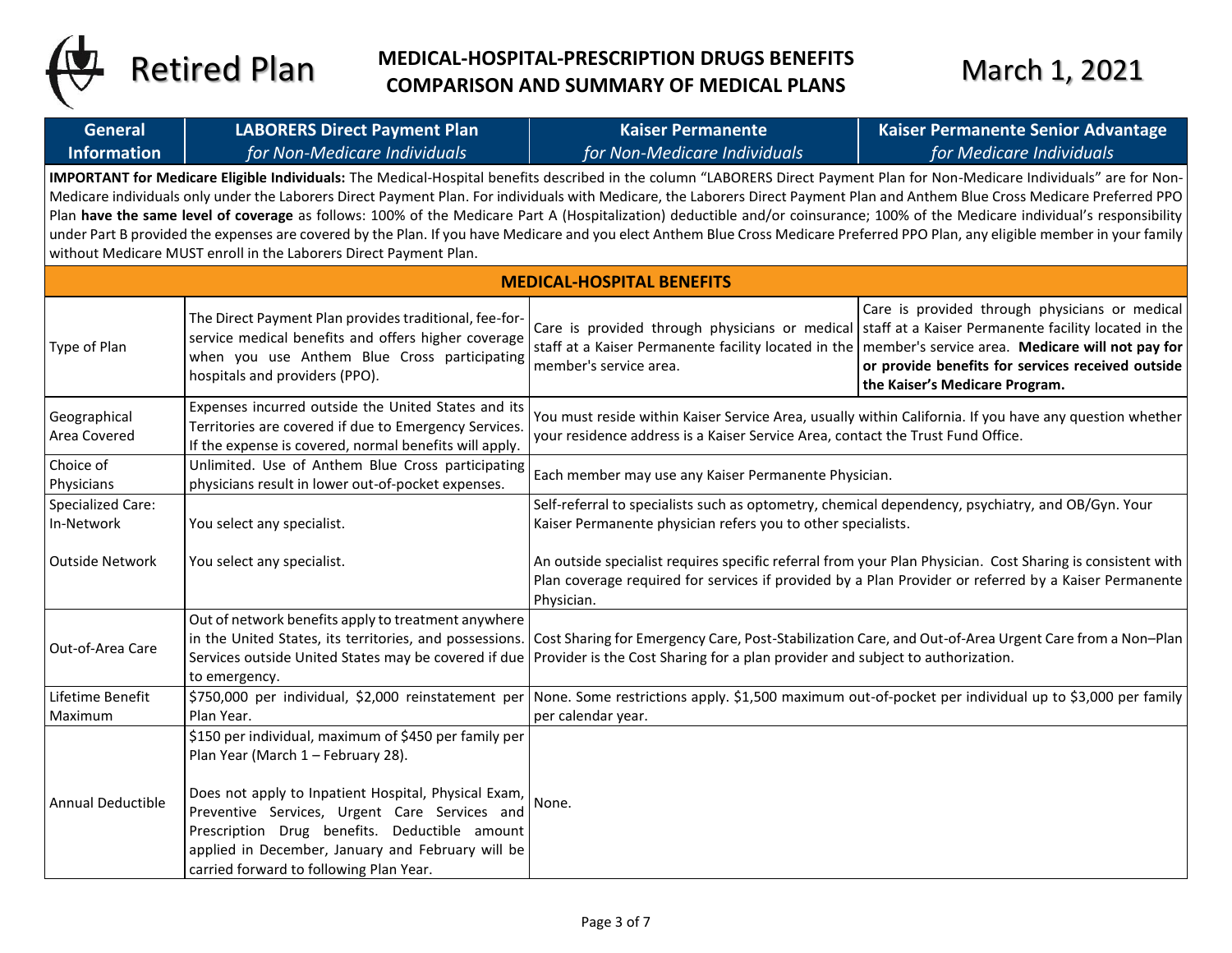# Retired Plan

## MEDICAL-HOSPITAL-PRESCRIPTION DRUGS BENEFITS COMPARISON AND SUMMARY OF MEDICAL PLANS

March 1, 2021

| General Information | LABORERS Direct Payment Plan *for Non-Medicare Individuals* | Kaiser Permanente *for Non-Medicare Individuals* | Kaiser Permanente Senior Advantage *for Medicare Individuals* |
|---|---|---|---|
| **IMPORTANT for Medicare Eligible Individuals:** The Medical-Hospital benefits described in the column "LABORERS Direct Payment Plan for Non-Medicare Individuals" are for Non-Medicare individuals only under the Laborers Direct Payment Plan. For individuals with Medicare, the Laborers Direct Payment Plan and Anthem Blue Cross Medicare Preferred PPO Plan **have the same level of coverage** as follows: 100% of the Medicare Part A (Hospitalization) deductible and/or coinsurance; 100% of the Medicare individual's responsibility under Part B provided the expenses are covered by the Plan. If you have Medicare and you elect Anthem Blue Cross Medicare Preferred PPO Plan, any eligible member in your family without Medicare MUST enroll in the Laborers Direct Payment Plan. | | | |
| **MEDICAL-HOSPITAL BENEFITS** | | | |
| Type of Plan | The Direct Payment Plan provides traditional, fee-for-service medical benefits and offers higher coverage when you use Anthem Blue Cross participating hospitals and providers (PPO). | Care is provided through physicians or medical staff at a Kaiser Permanente facility located in the member's service area. | Care is provided through physicians or medical staff at a Kaiser Permanente facility located in the member's service area. **Medicare will not pay for or provide benefits for services received outside the Kaiser's Medicare Program.** |
| Geographical Area Covered | Expenses incurred outside the United States and its Territories are covered if due to Emergency Services. If the expense is covered, normal benefits will apply. | You must reside within Kaiser Service Area, usually within California. If you have any question whether your residence address is a Kaiser Service Area, contact the Trust Fund Office. | |
| Choice of Physicians | Unlimited. Use of Anthem Blue Cross participating physicians result in lower out-of-pocket expenses. | Each member may use any Kaiser Permanente Physician. | |
| Specialized Care: In-Network | You select any specialist. | Self-referral to specialists such as optometry, chemical dependency, psychiatry, and OB/Gyn. Your Kaiser Permanente physician refers you to other specialists. | |
| Outside Network | You select any specialist. | An outside specialist requires specific referral from your Plan Physician. Cost Sharing is consistent with Plan coverage required for services if provided by a Plan Provider or referred by a Kaiser Permanente Physician. | |
| Out-of-Area Care | Out of network benefits apply to treatment anywhere in the United States, its territories, and possessions. Services outside United States may be covered if due to emergency. | Cost Sharing for Emergency Care, Post-Stabilization Care, and Out-of-Area Urgent Care from a Non–Plan Provider is the Cost Sharing for a plan provider and subject to authorization. | |
| Lifetime Benefit Maximum | $750,000 per individual, $2,000 reinstatement per Plan Year. | None. Some restrictions apply. $1,500 maximum out-of-pocket per individual up to $3,000 per family per calendar year. | |
| Annual Deductible | $150 per individual, maximum of $450 per family per Plan Year (March 1 – February 28).<br><br>Does not apply to Inpatient Hospital, Physical Exam, Preventive Services, Urgent Care Services and Prescription Drug benefits. Deductible amount applied in December, January and February will be carried forward to following Plan Year. | None. | |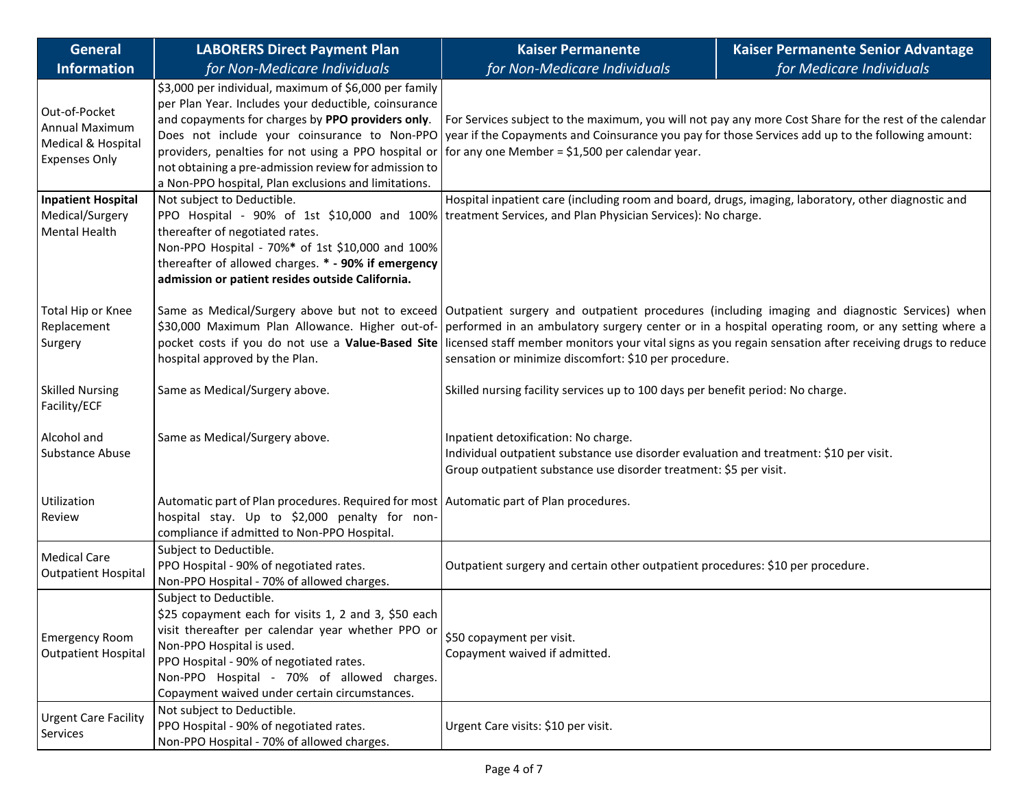| General Information | LABORERS Direct Payment Plan *for Non-Medicare Individuals* | Kaiser Permanente *for Non-Medicare Individuals* | Kaiser Permanente Senior Advantage *for Medicare Individuals* |
|---|---|---|---|
| Out-of-Pocket Annual Maximum Medical & Hospital Expenses Only | $3,000 per individual, maximum of $6,000 per family per Plan Year. Includes your deductible, coinsurance and copayments for charges by **PPO providers only**. Does not include your coinsurance to Non-PPO providers, penalties for not using a PPO hospital or not obtaining a pre-admission review for admission to a Non-PPO hospital, Plan exclusions and limitations. | For Services subject to the maximum, you will not pay any more Cost Share for the rest of the calendar year if the Copayments and Coinsurance you pay for those Services add up to the following amount: for any one Member = $1,500 per calendar year. | |
| **Inpatient Hospital** Medical/Surgery Mental Health | Not subject to Deductible.<br>PPO Hospital - 90% of 1st $10,000 and 100% thereafter of negotiated rates.<br>Non-PPO Hospital - 70%* of 1st $10,000 and 100% thereafter of allowed charges. **\* - 90% if emergency admission or patient resides outside California.** | Hospital inpatient care (including room and board, drugs, imaging, laboratory, other diagnostic and treatment Services, and Plan Physician Services): No charge. | |
| Total Hip or Knee Replacement Surgery | Same as Medical/Surgery above but not to exceed $30,000 Maximum Plan Allowance. Higher out-of-pocket costs if you do not use a **Value-Based Site** hospital approved by the Plan. | Outpatient surgery and outpatient procedures (including imaging and diagnostic Services) when performed in an ambulatory surgery center or in a hospital operating room, or any setting where a licensed staff member monitors your vital signs as you regain sensation after receiving drugs to reduce sensation or minimize discomfort: $10 per procedure. | |
| Skilled Nursing Facility/ECF | Same as Medical/Surgery above. | Skilled nursing facility services up to 100 days per benefit period: No charge. | |
| Alcohol and Substance Abuse | Same as Medical/Surgery above. | Inpatient detoxification: No charge.<br>Individual outpatient substance use disorder evaluation and treatment: $10 per visit.<br>Group outpatient substance use disorder treatment: $5 per visit. | |
| Utilization Review | Automatic part of Plan procedures. Required for most hospital stay. Up to $2,000 penalty for non-compliance if admitted to Non-PPO Hospital. | Automatic part of Plan procedures. | |
| Medical Care Outpatient Hospital | Subject to Deductible.<br>PPO Hospital - 90% of negotiated rates.<br>Non-PPO Hospital - 70% of allowed charges. | Outpatient surgery and certain other outpatient procedures: $10 per procedure. | |
| Emergency Room Outpatient Hospital | Subject to Deductible.<br>$25 copayment each for visits 1, 2 and 3, $50 each visit thereafter per calendar year whether PPO or Non-PPO Hospital is used.<br>PPO Hospital - 90% of negotiated rates.<br>Non-PPO Hospital - 70% of allowed charges. Copayment waived under certain circumstances. | $50 copayment per visit.<br>Copayment waived if admitted. | |
| Urgent Care Facility Services | Not subject to Deductible.<br>PPO Hospital - 90% of negotiated rates.<br>Non-PPO Hospital - 70% of allowed charges. | Urgent Care visits: $10 per visit. | |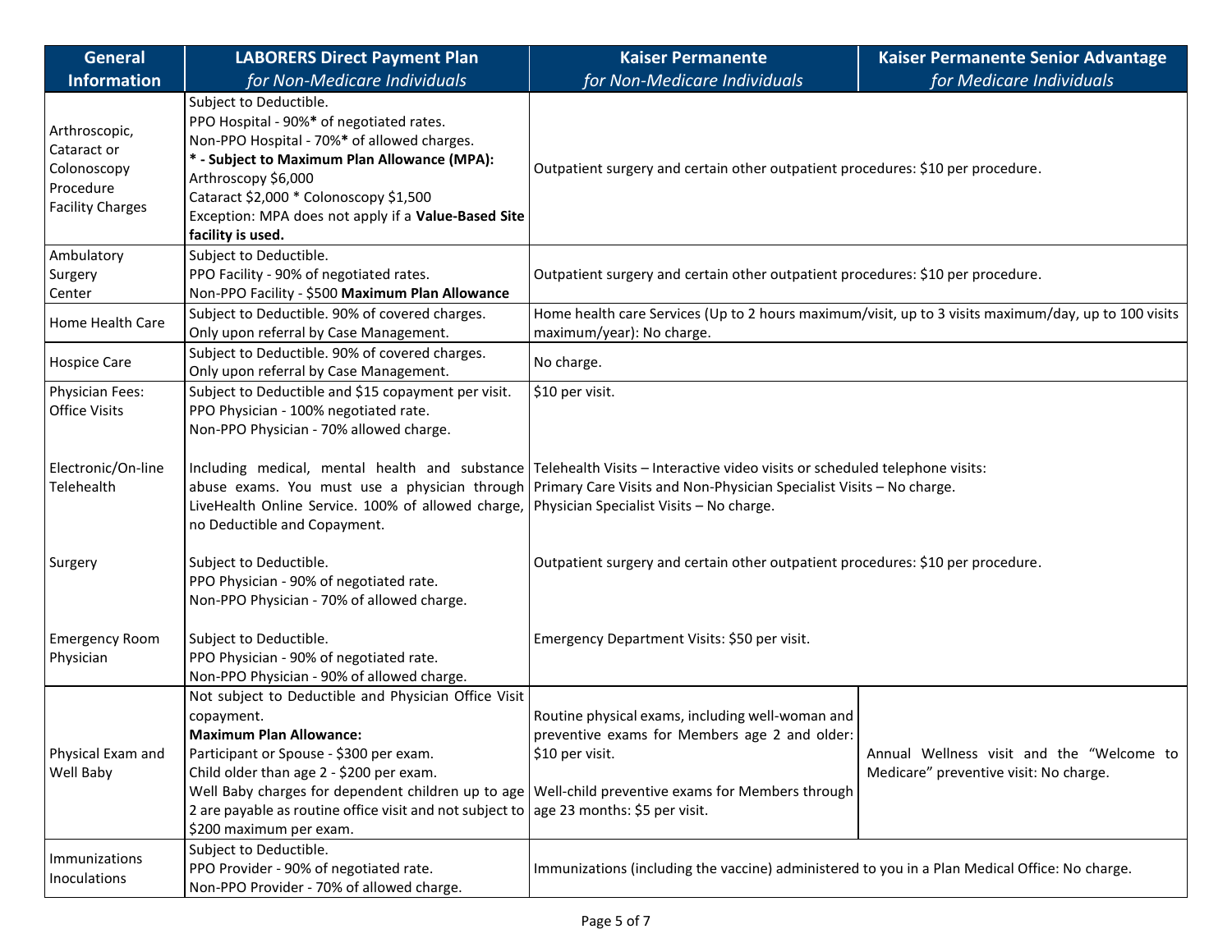| General Information | LABORERS Direct Payment Plan *for Non-Medicare Individuals* | Kaiser Permanente *for Non-Medicare Individuals* | Kaiser Permanente Senior Advantage *for Medicare Individuals* |
|---|---|---|---|
| Arthroscopic, Cataract or Colonoscopy Procedure Facility Charges | Subject to Deductible.<br>PPO Hospital - 90%**\*** of negotiated rates.<br>Non-PPO Hospital - 70%**\*** of allowed charges.<br>**\* - Subject to Maximum Plan Allowance (MPA):**<br>Arthroscopy $6,000<br>Cataract $2,000 * Colonoscopy $1,500<br>Exception: MPA does not apply if a **Value-Based Site facility is used.** | Outpatient surgery and certain other outpatient procedures: $10 per procedure. | |
| Ambulatory Surgery Center | Subject to Deductible.<br>PPO Facility - 90% of negotiated rates.<br>Non-PPO Facility - $500 **Maximum Plan Allowance** | Outpatient surgery and certain other outpatient procedures: $10 per procedure. | |
| Home Health Care | Subject to Deductible. 90% of covered charges.<br>Only upon referral by Case Management. | Home health care Services (Up to 2 hours maximum/visit, up to 3 visits maximum/day, up to 100 visits maximum/year): No charge. | |
| Hospice Care | Subject to Deductible. 90% of covered charges.<br>Only upon referral by Case Management. | No charge. | |
| Physician Fees: Office Visits | Subject to Deductible and $15 copayment per visit.<br>PPO Physician - 100% negotiated rate.<br>Non-PPO Physician - 70% allowed charge. | $10 per visit. | |
| Electronic/On-line Telehealth | Including medical, mental health and substance abuse exams. You must use a physician through LiveHealth Online Service. 100% of allowed charge, no Deductible and Copayment. | Telehealth Visits – Interactive video visits or scheduled telephone visits:<br>Primary Care Visits and Non-Physician Specialist Visits – No charge.<br>Physician Specialist Visits – No charge. | |
| Surgery | Subject to Deductible.<br>PPO Physician - 90% of negotiated rate.<br>Non-PPO Physician - 70% of allowed charge. | Outpatient surgery and certain other outpatient procedures: $10 per procedure. | |
| Emergency Room Physician | Subject to Deductible.<br>PPO Physician - 90% of negotiated rate.<br>Non-PPO Physician - 90% of allowed charge. | Emergency Department Visits: $50 per visit. | |
| Physical Exam and Well Baby | Not subject to Deductible and Physician Office Visit copayment.<br>**Maximum Plan Allowance:**<br>Participant or Spouse - $300 per exam.<br>Child older than age 2 - $200 per exam.<br>Well Baby charges for dependent children up to age 2 are payable as routine office visit and not subject to $200 maximum per exam. | Routine physical exams, including well-woman and preventive exams for Members age 2 and older: $10 per visit.<br><br>Well-child preventive exams for Members through age 23 months: $5 per visit. | Annual Wellness visit and the "Welcome to Medicare" preventive visit: No charge. |
| Immunizations Inoculations | Subject to Deductible.<br>PPO Provider - 90% of negotiated rate.<br>Non-PPO Provider - 70% of allowed charge. | Immunizations (including the vaccine) administered to you in a Plan Medical Office: No charge. | |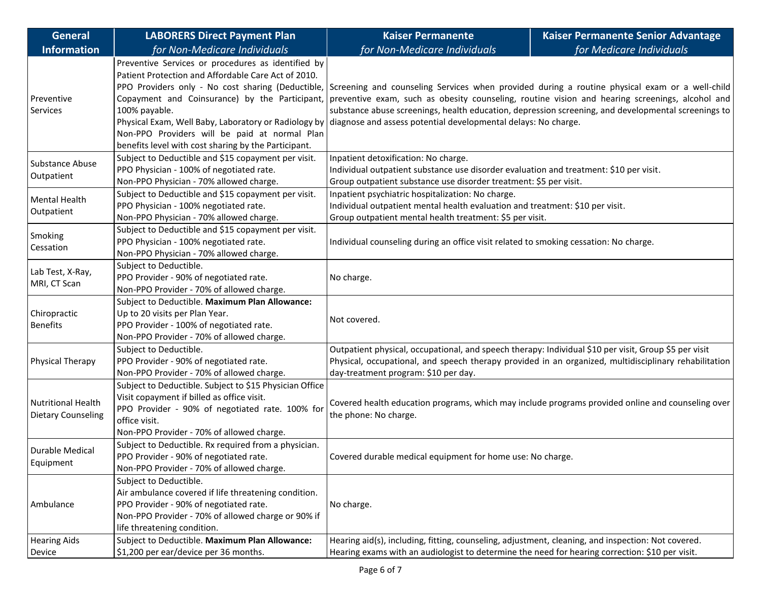| General Information | LABORERS Direct Payment Plan *for Non-Medicare Individuals* | Kaiser Permanente *for Non-Medicare Individuals* | Kaiser Permanente Senior Advantage *for Medicare Individuals* |
|---|---|---|---|
| Preventive Services | Preventive Services or procedures as identified by Patient Protection and Affordable Care Act of 2010. PPO Providers only - No cost sharing (Deductible, Copayment and Coinsurance) by the Participant, 100% payable. Physical Exam, Well Baby, Laboratory or Radiology by Non-PPO Providers will be paid at normal Plan benefits level with cost sharing by the Participant. | Screening and counseling Services when provided during a routine physical exam or a well-child preventive exam, such as obesity counseling, routine vision and hearing screenings, alcohol and substance abuse screenings, health education, depression screening, and developmental screenings to diagnose and assess potential developmental delays: No charge. | |
| Substance Abuse Outpatient | Subject to Deductible and $15 copayment per visit. PPO Physician - 100% of negotiated rate. Non-PPO Physician - 70% allowed charge. | Inpatient detoxification: No charge. Individual outpatient substance use disorder evaluation and treatment: $10 per visit. Group outpatient substance use disorder treatment: $5 per visit. | |
| Mental Health Outpatient | Subject to Deductible and $15 copayment per visit. PPO Physician - 100% negotiated rate. Non-PPO Physician - 70% allowed charge. | Inpatient psychiatric hospitalization: No charge. Individual outpatient mental health evaluation and treatment: $10 per visit. Group outpatient mental health treatment: $5 per visit. | |
| Smoking Cessation | Subject to Deductible and $15 copayment per visit. PPO Physician - 100% negotiated rate. Non-PPO Physician - 70% allowed charge. | Individual counseling during an office visit related to smoking cessation: No charge. | |
| Lab Test, X-Ray, MRI, CT Scan | Subject to Deductible. PPO Provider - 90% of negotiated rate. Non-PPO Provider - 70% of allowed charge. | No charge. | |
| Chiropractic Benefits | Subject to Deductible. **Maximum Plan Allowance:** Up to 20 visits per Plan Year. PPO Provider - 100% of negotiated rate. Non-PPO Provider - 70% of allowed charge. | Not covered. | |
| Physical Therapy | Subject to Deductible. PPO Provider - 90% of negotiated rate. Non-PPO Provider - 70% of allowed charge. | Outpatient physical, occupational, and speech therapy: Individual $10 per visit, Group $5 per visit. Physical, occupational, and speech therapy provided in an organized, multidisciplinary rehabilitation day-treatment program: $10 per day. | |
| Nutritional Health Dietary Counseling | Subject to Deductible. Subject to $15 Physician Office Visit copayment if billed as office visit. PPO Provider - 90% of negotiated rate. 100% for office visit. Non-PPO Provider - 70% of allowed charge. | Covered health education programs, which may include programs provided online and counseling over the phone: No charge. | |
| Durable Medical Equipment | Subject to Deductible. Rx required from a physician. PPO Provider - 90% of negotiated rate. Non-PPO Provider - 70% of allowed charge. | Covered durable medical equipment for home use: No charge. | |
| Ambulance | Subject to Deductible. Air ambulance covered if life threatening condition. PPO Provider - 90% of negotiated rate. Non-PPO Provider - 70% of allowed charge or 90% if life threatening condition. | No charge. | |
| Hearing Aids Device | Subject to Deductible. **Maximum Plan Allowance:** $1,200 per ear/device per 36 months. | Hearing aid(s), including, fitting, counseling, adjustment, cleaning, and inspection: Not covered. Hearing exams with an audiologist to determine the need for hearing correction: $10 per visit. | |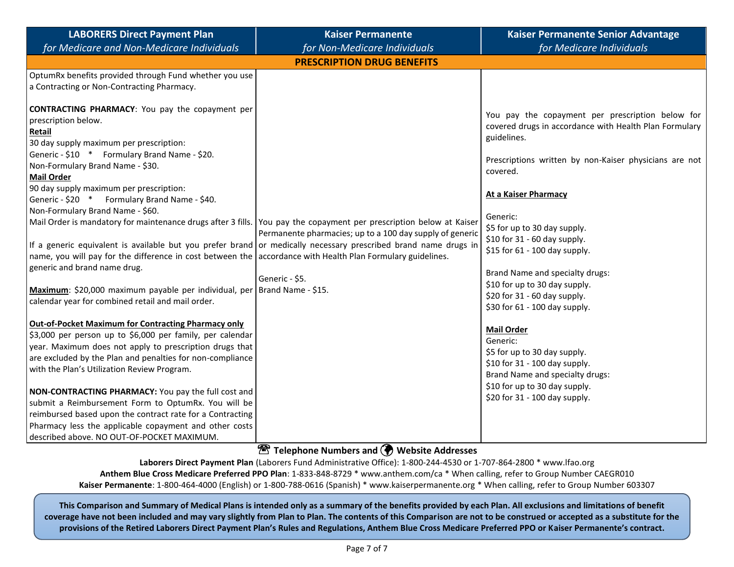| LABORERS Direct Payment Plan *for Medicare and Non-Medicare Individuals* | Kaiser Permanente *for Non-Medicare Individuals* | Kaiser Permanente Senior Advantage *for Medicare Individuals* |
|---|---|---|
| **PRESCRIPTION DRUG BENEFITS** | | |
| OptumRx benefits provided through Fund whether you use a Contracting or Non-Contracting Pharmacy.<br><br>**CONTRACTING PHARMACY**: You pay the copayment per prescription below.<br>**Retail**<br>30 day supply maximum per prescription:<br>Generic - $10 * Formulary Brand Name - $20.<br>Non-Formulary Brand Name - $30.<br>**Mail Order**<br>90 day supply maximum per prescription:<br>Generic - $20 * Formulary Brand Name - $40.<br>Non-Formulary Brand Name - $60.<br>Mail Order is mandatory for maintenance drugs after 3 fills.<br><br>If a generic equivalent is available but you prefer brand name, you will pay for the difference in cost between the generic and brand name drug.<br><br>**Maximum**: $20,000 maximum payable per individual, per calendar year for combined retail and mail order.<br><br>**Out-of-Pocket Maximum for Contracting Pharmacy only**<br>$3,000 per person up to $6,000 per family, per calendar year. Maximum does not apply to prescription drugs that are excluded by the Plan and penalties for non-compliance with the Plan's Utilization Review Program.<br><br>**NON-CONTRACTING PHARMACY:** You pay the full cost and submit a Reimbursement Form to OptumRx. You will be reimbursed based upon the contract rate for a Contracting Pharmacy less the applicable copayment and other costs described above. NO OUT-OF-POCKET MAXIMUM. | You pay the copayment per prescription below at Kaiser Permanente pharmacies; up to a 100 day supply of generic or medically necessary prescribed brand name drugs in accordance with Health Plan Formulary guidelines.<br><br>Generic - $5.<br>Brand Name - $15. | You pay the copayment per prescription below for covered drugs in accordance with Health Plan Formulary guidelines.<br><br>Prescriptions written by non-Kaiser physicians are not covered.<br><br>**At a Kaiser Pharmacy**<br><br>Generic:<br>$5 for up to 30 day supply.<br>$10 for 31 - 60 day supply.<br>$15 for 61 - 100 day supply.<br><br>Brand Name and specialty drugs:<br>$10 for up to 30 day supply.<br>$20 for 31 - 60 day supply.<br>$30 for 61 - 100 day supply.<br><br>**Mail Order**<br>Generic:<br>$5 for up to 30 day supply.<br>$10 for 31 - 100 day supply.<br>Brand Name and specialty drugs:<br>$10 for up to 30 day supply.<br>$20 for 31 - 100 day supply. |

**Telephone Numbers and Website Addresses**

**Laborers Direct Payment Plan** (Laborers Fund Administrative Office): 1-800-244-4530 or 1-707-864-2800 * www.lfao.org

**Anthem Blue Cross Medicare Preferred PPO Plan**: 1-833-848-8729 * www.anthem.com/ca * When calling, refer to Group Number CAEGR010

**Kaiser Permanente**: 1-800-464-4000 (English) or 1-800-788-0616 (Spanish) * www.kaiserpermanente.org * When calling, refer to Group Number 603307

**This Comparison and Summary of Medical Plans is intended only as a summary of the benefits provided by each Plan. All exclusions and limitations of benefit coverage have not been included and may vary slightly from Plan to Plan. The contents of this Comparison are not to be construed or accepted as a substitute for the provisions of the Retired Laborers Direct Payment Plan's Rules and Regulations, Anthem Blue Cross Medicare Preferred PPO or Kaiser Permanente's contract.**